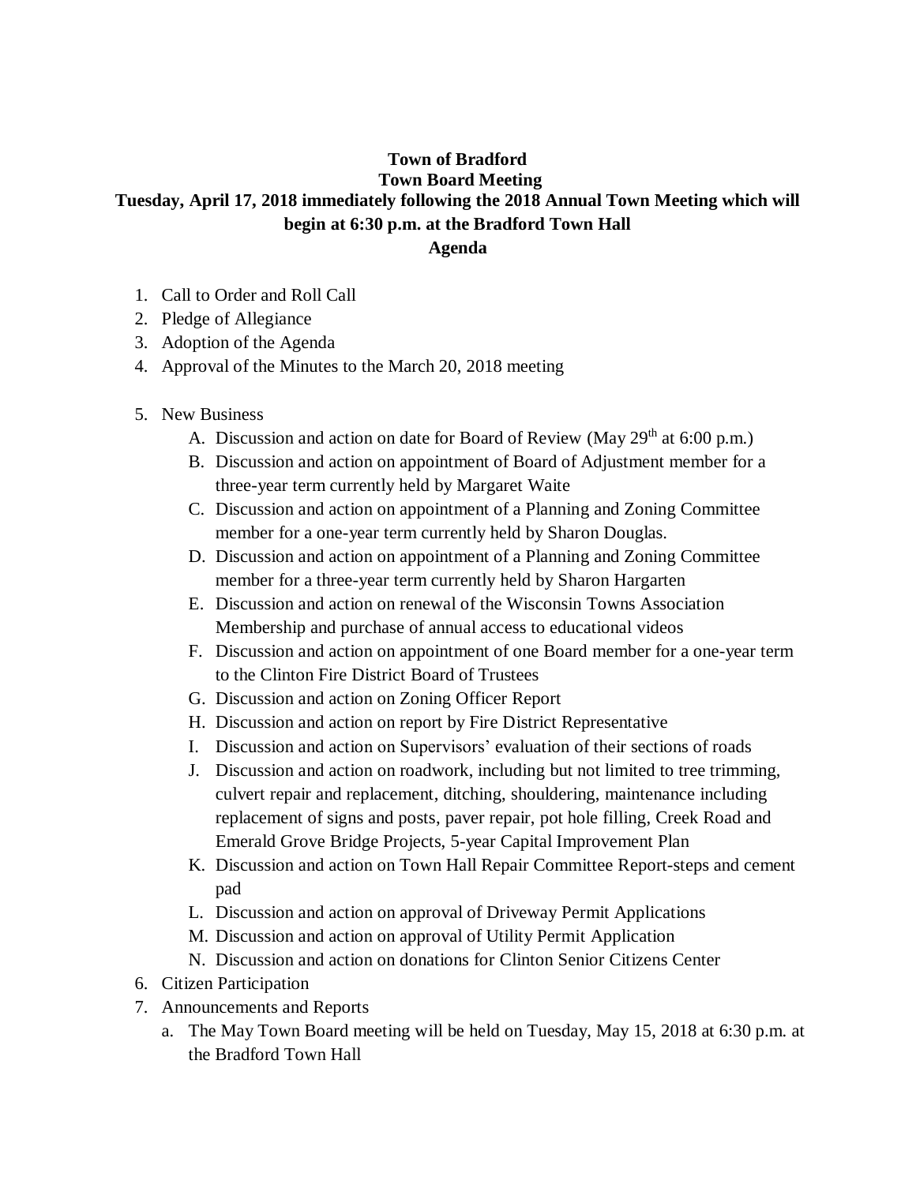**Town of Bradford**
**Town Board Meeting**
**Tuesday, April 17, 2018 immediately following the 2018 Annual Town Meeting which will begin at 6:30 p.m. at the Bradford Town Hall**
**Agenda**

1. Call to Order and Roll Call
2. Pledge of Allegiance
3. Adoption of the Agenda
4. Approval of the Minutes to the March 20, 2018 meeting
5. New Business
    - A. Discussion and action on date for Board of Review (May 29th at 6:00 p.m.)
    - B. Discussion and action on appointment of Board of Adjustment member for a three-year term currently held by Margaret Waite
    - C. Discussion and action on appointment of a Planning and Zoning Committee member for a one-year term currently held by Sharon Douglas.
    - D. Discussion and action on appointment of a Planning and Zoning Committee member for a three-year term currently held by Sharon Hargarten
    - E. Discussion and action on renewal of the Wisconsin Towns Association Membership and purchase of annual access to educational videos
    - F. Discussion and action on appointment of one Board member for a one-year term to the Clinton Fire District Board of Trustees
    - G. Discussion and action on Zoning Officer Report
    - H. Discussion and action on report by Fire District Representative
    - I. Discussion and action on Supervisors' evaluation of their sections of roads
    - J. Discussion and action on roadwork, including but not limited to tree trimming, culvert repair and replacement, ditching, shouldering, maintenance including replacement of signs and posts, paver repair, pot hole filling, Creek Road and Emerald Grove Bridge Projects, 5-year Capital Improvement Plan
    - K. Discussion and action on Town Hall Repair Committee Report-steps and cement pad
    - L. Discussion and action on approval of Driveway Permit Applications
    - M. Discussion and action on approval of Utility Permit Application
    - N. Discussion and action on donations for Clinton Senior Citizens Center
6. Citizen Participation
7. Announcements and Reports
    - a. The May Town Board meeting will be held on Tuesday, May 15, 2018 at 6:30 p.m. at the Bradford Town Hall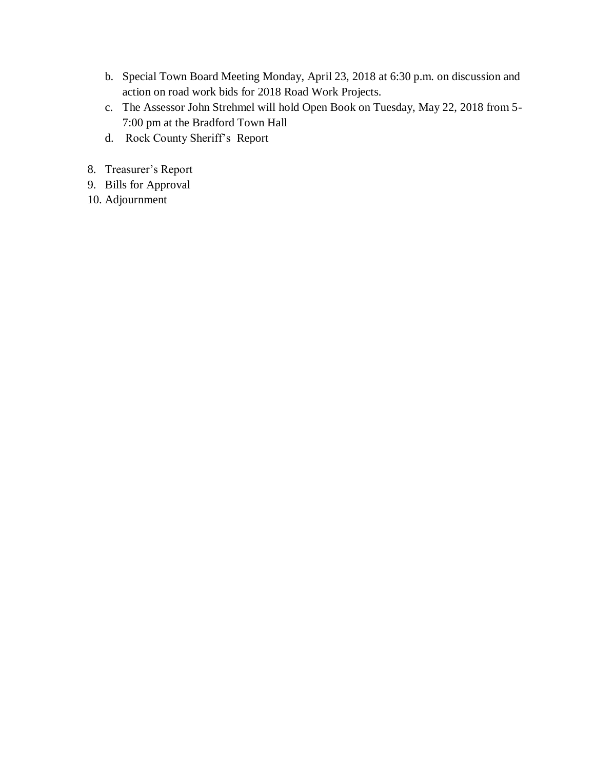b. Special Town Board Meeting Monday, April 23, 2018 at 6:30 p.m. on discussion and action on road work bids for 2018 Road Work Projects.
   c. The Assessor John Strehmel will hold Open Book on Tuesday, May 22, 2018 from 5-7:00 pm at the Bradford Town Hall
   d. Rock County Sheriff's Report

8. Treasurer's Report
9. Bills for Approval
10. Adjournment